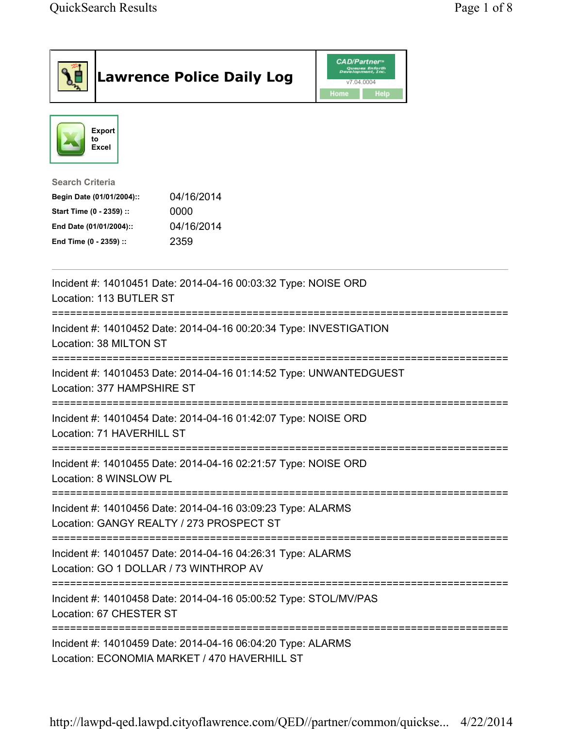# Lawrence Police Daily Log

CAD/Partner
v7.04.0004

Home | Help

Export to Excel

**Search Criteria**

| | |
|---|---|
| **Begin Date (01/01/2004)::** | 04/16/2014 |
| **Start Time (0 - 2359) ::** | 0000 |
| **End Date (01/01/2004)::** | 04/16/2014 |
| **End Time (0 - 2359) ::** | 2359 |

---

Incident #: 14010451 Date: 2014-04-16 00:03:32 Type: NOISE ORD
Location: 113 BUTLER ST

===========================================================================

Incident #: 14010452 Date: 2014-04-16 00:20:34 Type: INVESTIGATION
Location: 38 MILTON ST

===========================================================================

Incident #: 14010453 Date: 2014-04-16 01:14:52 Type: UNWANTEDGUEST
Location: 377 HAMPSHIRE ST

===========================================================================

Incident #: 14010454 Date: 2014-04-16 01:42:07 Type: NOISE ORD
Location: 71 HAVERHILL ST

===========================================================================

Incident #: 14010455 Date: 2014-04-16 02:21:57 Type: NOISE ORD
Location: 8 WINSLOW PL

===========================================================================

Incident #: 14010456 Date: 2014-04-16 03:09:23 Type: ALARMS
Location: GANGY REALTY / 273 PROSPECT ST

===========================================================================

Incident #: 14010457 Date: 2014-04-16 04:26:31 Type: ALARMS
Location: GO 1 DOLLAR / 73 WINTHROP AV

===========================================================================

Incident #: 14010458 Date: 2014-04-16 05:00:52 Type: STOL/MV/PAS
Location: 67 CHESTER ST

===========================================================================

Incident #: 14010459 Date: 2014-04-16 06:04:20 Type: ALARMS
Location: ECONOMIA MARKET / 470 HAVERHILL ST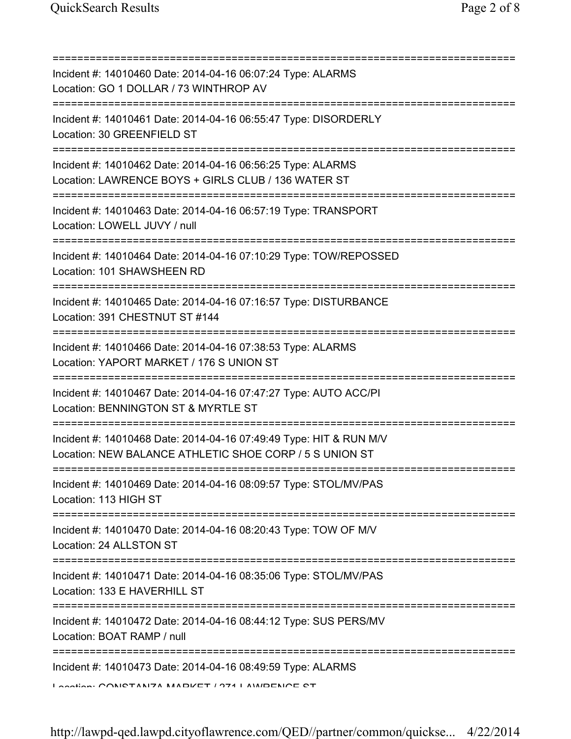Incident #: 14010460 Date: 2014-04-16 06:07:24 Type: ALARMS
Location: GO 1 DOLLAR / 73 WINTHROP AV

Incident #: 14010461 Date: 2014-04-16 06:55:47 Type: DISORDERLY
Location: 30 GREENFIELD ST

Incident #: 14010462 Date: 2014-04-16 06:56:25 Type: ALARMS
Location: LAWRENCE BOYS + GIRLS CLUB / 136 WATER ST

Incident #: 14010463 Date: 2014-04-16 06:57:19 Type: TRANSPORT
Location: LOWELL JUVY / null

Incident #: 14010464 Date: 2014-04-16 07:10:29 Type: TOW/REPOSSED
Location: 101 SHAWSHEEN RD

Incident #: 14010465 Date: 2014-04-16 07:16:57 Type: DISTURBANCE
Location: 391 CHESTNUT ST #144

Incident #: 14010466 Date: 2014-04-16 07:38:53 Type: ALARMS
Location: YAPORT MARKET / 176 S UNION ST

Incident #: 14010467 Date: 2014-04-16 07:47:27 Type: AUTO ACC/PI
Location: BENNINGTON ST & MYRTLE ST

Incident #: 14010468 Date: 2014-04-16 07:49:49 Type: HIT & RUN M/V
Location: NEW BALANCE ATHLETIC SHOE CORP / 5 S UNION ST

Incident #: 14010469 Date: 2014-04-16 08:09:57 Type: STOL/MV/PAS
Location: 113 HIGH ST

Incident #: 14010470 Date: 2014-04-16 08:20:43 Type: TOW OF M/V
Location: 24 ALLSTON ST

Incident #: 14010471 Date: 2014-04-16 08:35:06 Type: STOL/MV/PAS
Location: 133 E HAVERHILL ST

Incident #: 14010472 Date: 2014-04-16 08:44:12 Type: SUS PERS/MV
Location: BOAT RAMP / null

Incident #: 14010473 Date: 2014-04-16 08:49:59 Type: ALARMS
Location: CONSTANZA MARKET / 271 LAWRENCE ST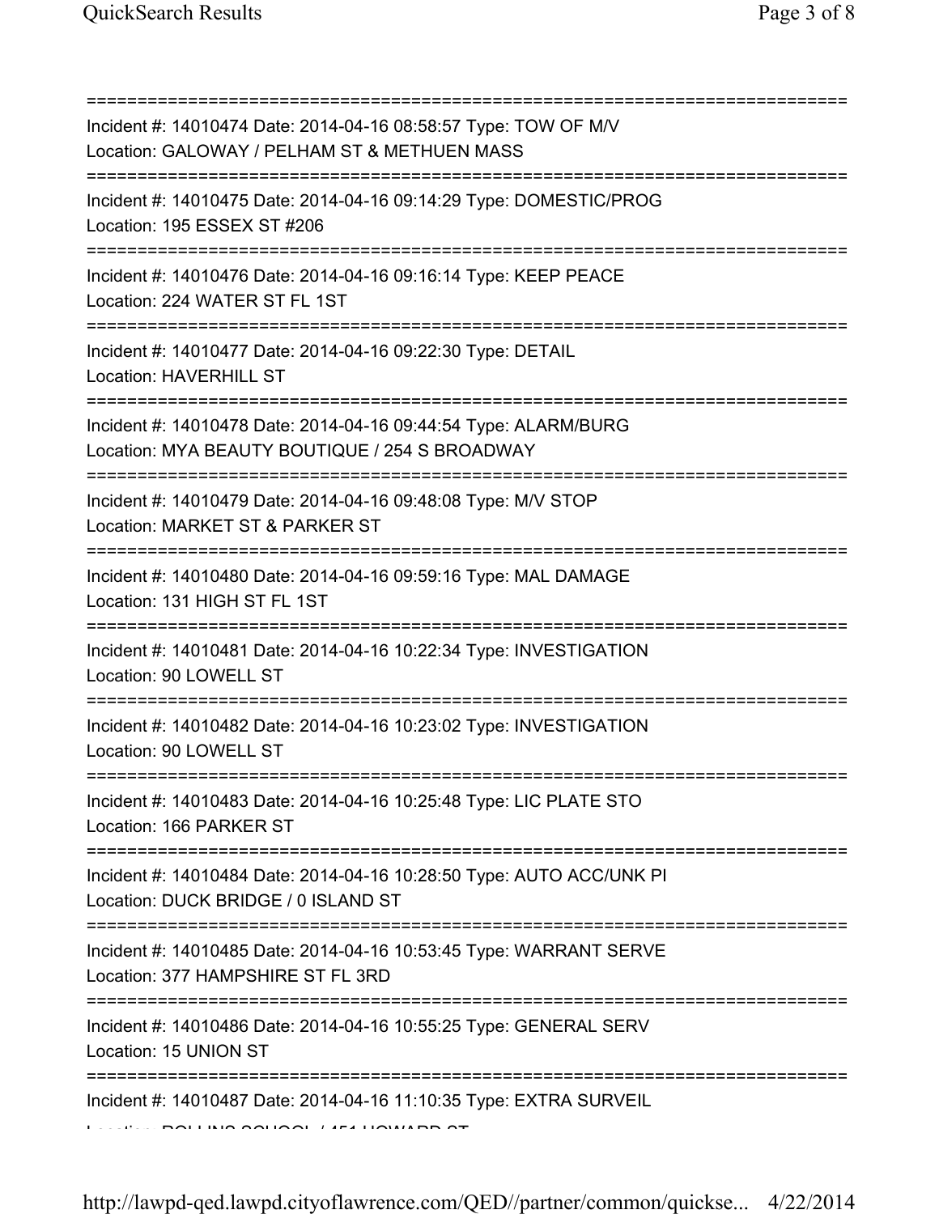==============================================================================
Incident #: 14010474 Date: 2014-04-16 08:58:57 Type: TOW OF M/V
Location: GALOWAY / PELHAM ST & METHUEN MASS
==============================================================================
Incident #: 14010475 Date: 2014-04-16 09:14:29 Type: DOMESTIC/PROG
Location: 195 ESSEX ST #206
==============================================================================
Incident #: 14010476 Date: 2014-04-16 09:16:14 Type: KEEP PEACE
Location: 224 WATER ST FL 1ST
==============================================================================
Incident #: 14010477 Date: 2014-04-16 09:22:30 Type: DETAIL
Location: HAVERHILL ST
==============================================================================
Incident #: 14010478 Date: 2014-04-16 09:44:54 Type: ALARM/BURG
Location: MYA BEAUTY BOUTIQUE / 254 S BROADWAY
==============================================================================
Incident #: 14010479 Date: 2014-04-16 09:48:08 Type: M/V STOP
Location: MARKET ST & PARKER ST
==============================================================================
Incident #: 14010480 Date: 2014-04-16 09:59:16 Type: MAL DAMAGE
Location: 131 HIGH ST FL 1ST
==============================================================================
Incident #: 14010481 Date: 2014-04-16 10:22:34 Type: INVESTIGATION
Location: 90 LOWELL ST
==============================================================================
Incident #: 14010482 Date: 2014-04-16 10:23:02 Type: INVESTIGATION
Location: 90 LOWELL ST
==============================================================================
Incident #: 14010483 Date: 2014-04-16 10:25:48 Type: LIC PLATE STO
Location: 166 PARKER ST
==============================================================================
Incident #: 14010484 Date: 2014-04-16 10:28:50 Type: AUTO ACC/UNK PI
Location: DUCK BRIDGE / 0 ISLAND ST
==============================================================================
Incident #: 14010485 Date: 2014-04-16 10:53:45 Type: WARRANT SERVE
Location: 377 HAMPSHIRE ST FL 3RD
==============================================================================
Incident #: 14010486 Date: 2014-04-16 10:55:25 Type: GENERAL SERV
Location: 15 UNION ST
==============================================================================
Incident #: 14010487 Date: 2014-04-16 11:10:35 Type: EXTRA SURVEIL
Location: ROLLINS SCHOOL / 451 HOWARD ST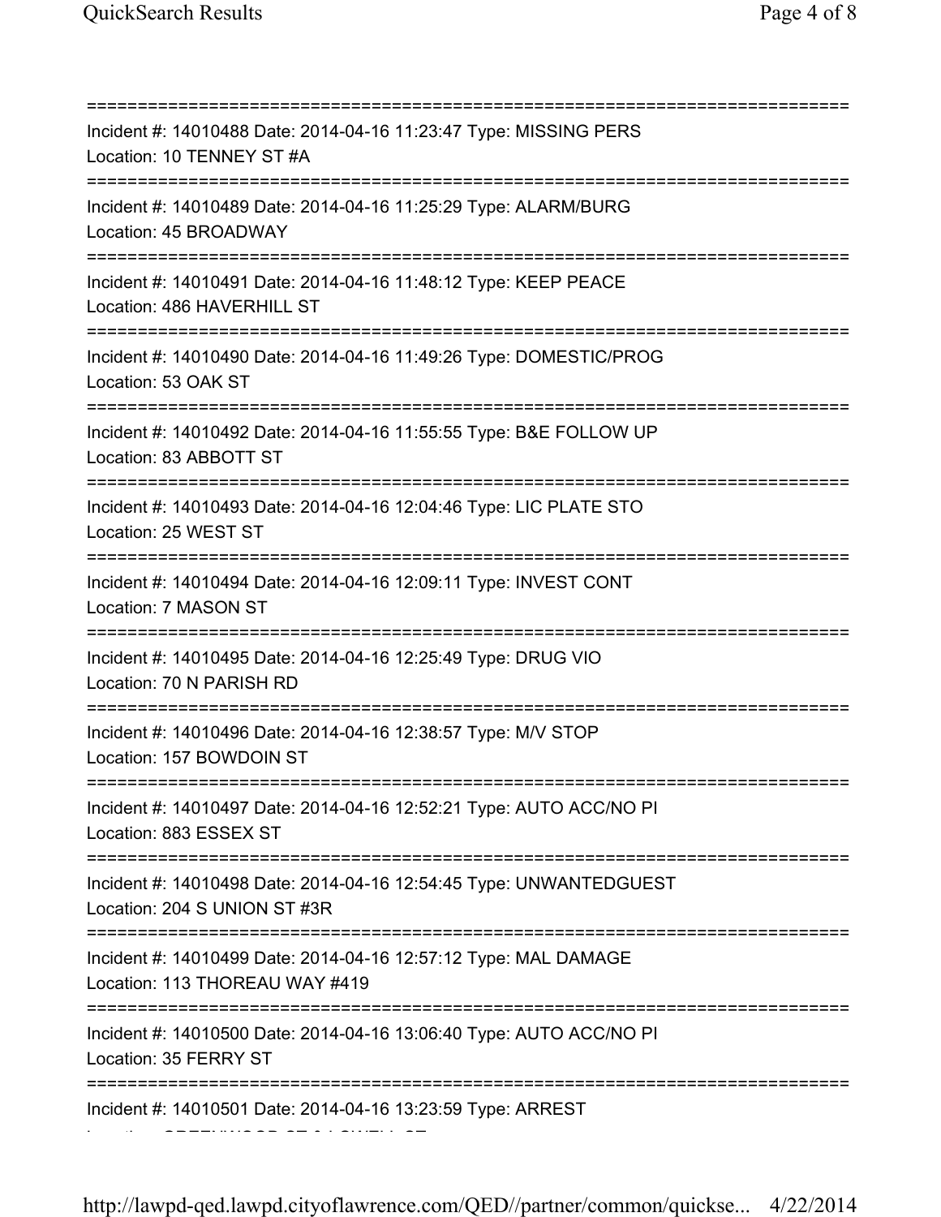===========================================================================
Incident #: 14010488 Date: 2014-04-16 11:23:47 Type: MISSING PERS
Location: 10 TENNEY ST #A
===========================================================================
Incident #: 14010489 Date: 2014-04-16 11:25:29 Type: ALARM/BURG
Location: 45 BROADWAY
===========================================================================
Incident #: 14010491 Date: 2014-04-16 11:48:12 Type: KEEP PEACE
Location: 486 HAVERHILL ST
===========================================================================
Incident #: 14010490 Date: 2014-04-16 11:49:26 Type: DOMESTIC/PROG
Location: 53 OAK ST
===========================================================================
Incident #: 14010492 Date: 2014-04-16 11:55:55 Type: B&E FOLLOW UP
Location: 83 ABBOTT ST
===========================================================================
Incident #: 14010493 Date: 2014-04-16 12:04:46 Type: LIC PLATE STO
Location: 25 WEST ST
===========================================================================
Incident #: 14010494 Date: 2014-04-16 12:09:11 Type: INVEST CONT
Location: 7 MASON ST
===========================================================================
Incident #: 14010495 Date: 2014-04-16 12:25:49 Type: DRUG VIO
Location: 70 N PARISH RD
===========================================================================
Incident #: 14010496 Date: 2014-04-16 12:38:57 Type: M/V STOP
Location: 157 BOWDOIN ST
===========================================================================
Incident #: 14010497 Date: 2014-04-16 12:52:21 Type: AUTO ACC/NO PI
Location: 883 ESSEX ST
===========================================================================
Incident #: 14010498 Date: 2014-04-16 12:54:45 Type: UNWANTEDGUEST
Location: 204 S UNION ST #3R
===========================================================================
Incident #: 14010499 Date: 2014-04-16 12:57:12 Type: MAL DAMAGE
Location: 113 THOREAU WAY #419
===========================================================================
Incident #: 14010500 Date: 2014-04-16 13:06:40 Type: AUTO ACC/NO PI
Location: 35 FERRY ST
===========================================================================
Incident #: 14010501 Date: 2014-04-16 13:23:59 Type: ARREST
Location: GREENWOOD ST & LOWELL ST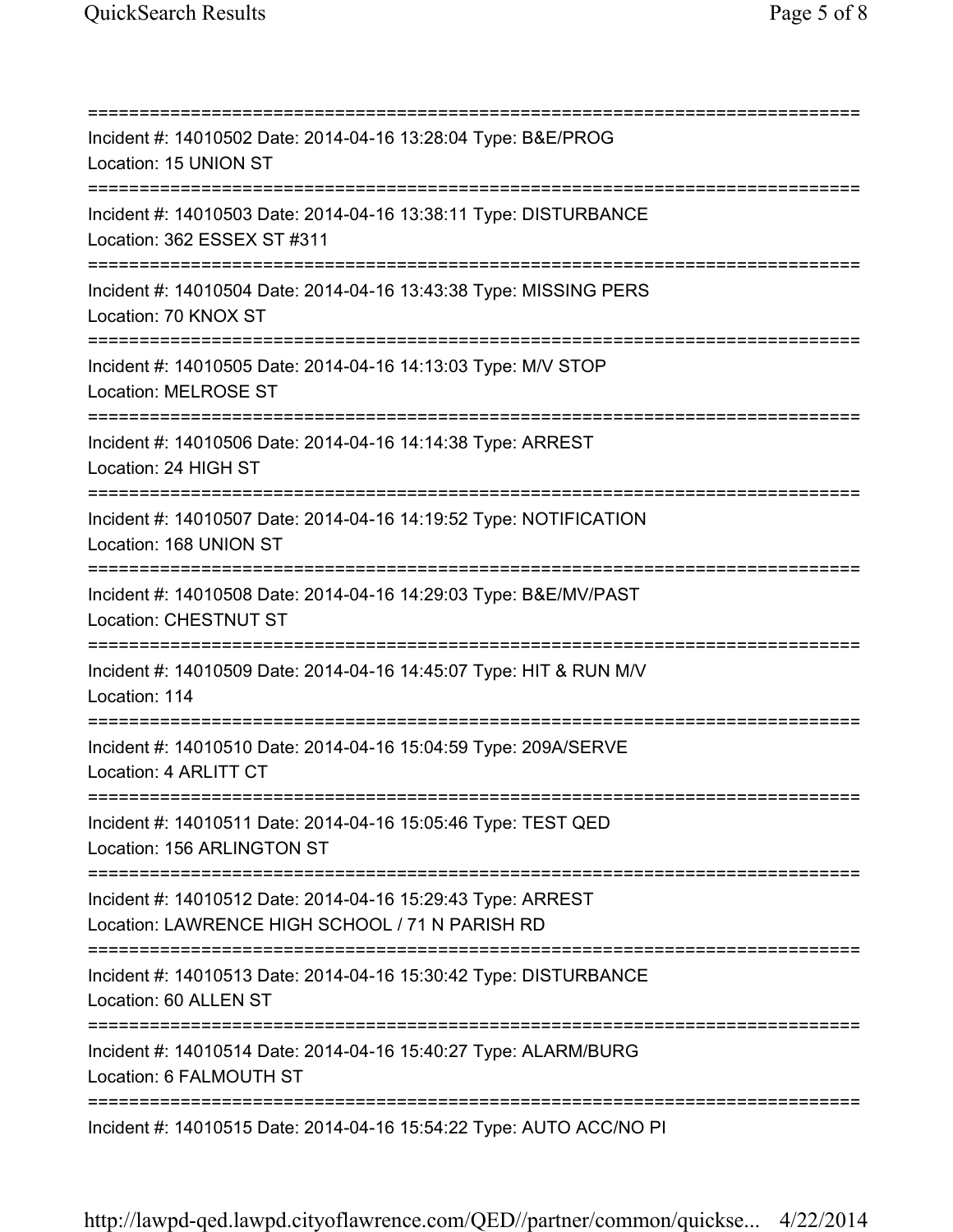==============================================================================
Incident #: 14010502 Date: 2014-04-16 13:28:04 Type: B&E/PROG
Location: 15 UNION ST
==============================================================================
Incident #: 14010503 Date: 2014-04-16 13:38:11 Type: DISTURBANCE
Location: 362 ESSEX ST #311
==============================================================================
Incident #: 14010504 Date: 2014-04-16 13:43:38 Type: MISSING PERS
Location: 70 KNOX ST
==============================================================================
Incident #: 14010505 Date: 2014-04-16 14:13:03 Type: M/V STOP
Location: MELROSE ST
==============================================================================
Incident #: 14010506 Date: 2014-04-16 14:14:38 Type: ARREST
Location: 24 HIGH ST
==============================================================================
Incident #: 14010507 Date: 2014-04-16 14:19:52 Type: NOTIFICATION
Location: 168 UNION ST
==============================================================================
Incident #: 14010508 Date: 2014-04-16 14:29:03 Type: B&E/MV/PAST
Location: CHESTNUT ST
==============================================================================
Incident #: 14010509 Date: 2014-04-16 14:45:07 Type: HIT & RUN M/V
Location: 114
==============================================================================
Incident #: 14010510 Date: 2014-04-16 15:04:59 Type: 209A/SERVE
Location: 4 ARLITT CT
==============================================================================
Incident #: 14010511 Date: 2014-04-16 15:05:46 Type: TEST QED
Location: 156 ARLINGTON ST
==============================================================================
Incident #: 14010512 Date: 2014-04-16 15:29:43 Type: ARREST
Location: LAWRENCE HIGH SCHOOL / 71 N PARISH RD
==============================================================================
Incident #: 14010513 Date: 2014-04-16 15:30:42 Type: DISTURBANCE
Location: 60 ALLEN ST
==============================================================================
Incident #: 14010514 Date: 2014-04-16 15:40:27 Type: ALARM/BURG
Location: 6 FALMOUTH ST
==============================================================================
Incident #: 14010515 Date: 2014-04-16 15:54:22 Type: AUTO ACC/NO PI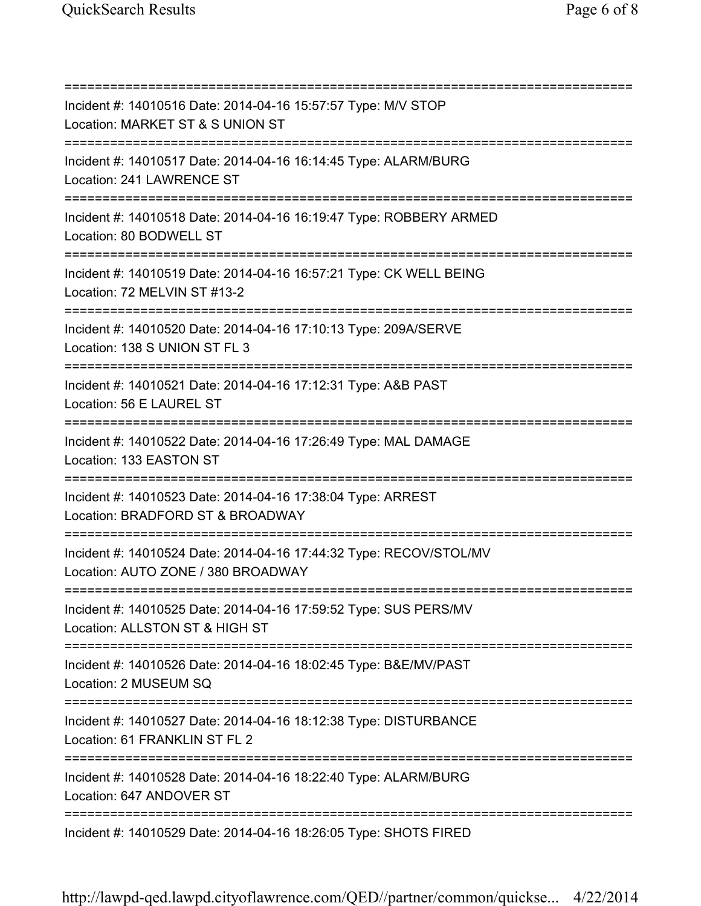===========================================================================
Incident #: 14010516 Date: 2014-04-16 15:57:57 Type: M/V STOP
Location: MARKET ST & S UNION ST
===========================================================================
Incident #: 14010517 Date: 2014-04-16 16:14:45 Type: ALARM/BURG
Location: 241 LAWRENCE ST
===========================================================================
Incident #: 14010518 Date: 2014-04-16 16:19:47 Type: ROBBERY ARMED
Location: 80 BODWELL ST
===========================================================================
Incident #: 14010519 Date: 2014-04-16 16:57:21 Type: CK WELL BEING
Location: 72 MELVIN ST #13-2
===========================================================================
Incident #: 14010520 Date: 2014-04-16 17:10:13 Type: 209A/SERVE
Location: 138 S UNION ST FL 3
===========================================================================
Incident #: 14010521 Date: 2014-04-16 17:12:31 Type: A&B PAST
Location: 56 E LAUREL ST
===========================================================================
Incident #: 14010522 Date: 2014-04-16 17:26:49 Type: MAL DAMAGE
Location: 133 EASTON ST
===========================================================================
Incident #: 14010523 Date: 2014-04-16 17:38:04 Type: ARREST
Location: BRADFORD ST & BROADWAY
===========================================================================
Incident #: 14010524 Date: 2014-04-16 17:44:32 Type: RECOV/STOL/MV
Location: AUTO ZONE / 380 BROADWAY
===========================================================================
Incident #: 14010525 Date: 2014-04-16 17:59:52 Type: SUS PERS/MV
Location: ALLSTON ST & HIGH ST
===========================================================================
Incident #: 14010526 Date: 2014-04-16 18:02:45 Type: B&E/MV/PAST
Location: 2 MUSEUM SQ
===========================================================================
Incident #: 14010527 Date: 2014-04-16 18:12:38 Type: DISTURBANCE
Location: 61 FRANKLIN ST FL 2
===========================================================================
Incident #: 14010528 Date: 2014-04-16 18:22:40 Type: ALARM/BURG
Location: 647 ANDOVER ST
===========================================================================
Incident #: 14010529 Date: 2014-04-16 18:26:05 Type: SHOTS FIRED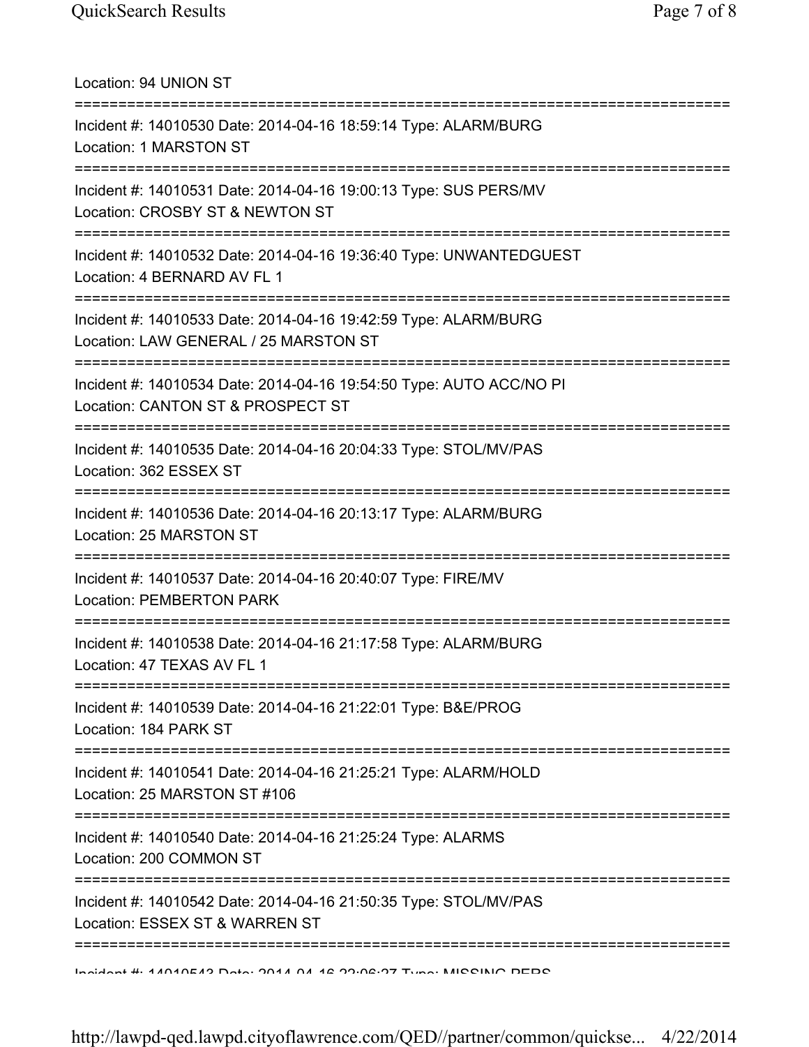Location: 94 UNION ST

===========================================================================

Incident #: 14010530 Date: 2014-04-16 18:59:14 Type: ALARM/BURG
Location: 1 MARSTON ST

===========================================================================

Incident #: 14010531 Date: 2014-04-16 19:00:13 Type: SUS PERS/MV
Location: CROSBY ST & NEWTON ST

===========================================================================

Incident #: 14010532 Date: 2014-04-16 19:36:40 Type: UNWANTEDGUEST
Location: 4 BERNARD AV FL 1

===========================================================================

Incident #: 14010533 Date: 2014-04-16 19:42:59 Type: ALARM/BURG
Location: LAW GENERAL / 25 MARSTON ST

===========================================================================

Incident #: 14010534 Date: 2014-04-16 19:54:50 Type: AUTO ACC/NO PI
Location: CANTON ST & PROSPECT ST

===========================================================================

Incident #: 14010535 Date: 2014-04-16 20:04:33 Type: STOL/MV/PAS
Location: 362 ESSEX ST

===========================================================================

Incident #: 14010536 Date: 2014-04-16 20:13:17 Type: ALARM/BURG
Location: 25 MARSTON ST

===========================================================================

Incident #: 14010537 Date: 2014-04-16 20:40:07 Type: FIRE/MV
Location: PEMBERTON PARK

===========================================================================

Incident #: 14010538 Date: 2014-04-16 21:17:58 Type: ALARM/BURG
Location: 47 TEXAS AV FL 1

===========================================================================

Incident #: 14010539 Date: 2014-04-16 21:22:01 Type: B&E/PROG
Location: 184 PARK ST

===========================================================================

Incident #: 14010541 Date: 2014-04-16 21:25:21 Type: ALARM/HOLD
Location: 25 MARSTON ST #106

===========================================================================

Incident #: 14010540 Date: 2014-04-16 21:25:24 Type: ALARMS
Location: 200 COMMON ST

===========================================================================

Incident #: 14010542 Date: 2014-04-16 21:50:35 Type: STOL/MV/PAS
Location: ESSEX ST & WARREN ST

===========================================================================

Incident #: 14010543 Date: 2014-04-16 22:06:27 Type: MISSING PERS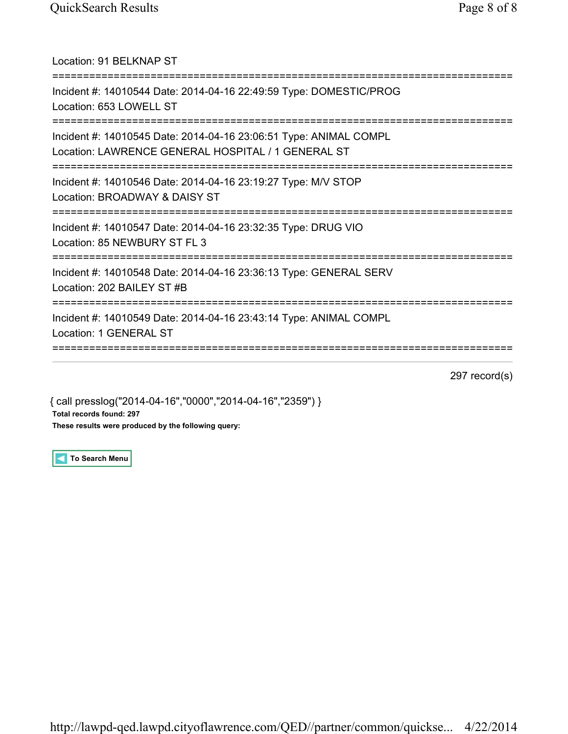Location: 91 BELKNAP ST

===========================================================================

Incident #: 14010544 Date: 2014-04-16 22:49:59 Type: DOMESTIC/PROG

Location: 653 LOWELL ST

===========================================================================

Incident #: 14010545 Date: 2014-04-16 23:06:51 Type: ANIMAL COMPL

Location: LAWRENCE GENERAL HOSPITAL / 1 GENERAL ST

===========================================================================

Incident #: 14010546 Date: 2014-04-16 23:19:27 Type: M/V STOP

Location: BROADWAY & DAISY ST

===========================================================================

Incident #: 14010547 Date: 2014-04-16 23:32:35 Type: DRUG VIO

Location: 85 NEWBURY ST FL 3

===========================================================================

Incident #: 14010548 Date: 2014-04-16 23:36:13 Type: GENERAL SERV

Location: 202 BAILEY ST #B

===========================================================================

Incident #: 14010549 Date: 2014-04-16 23:43:14 Type: ANIMAL COMPL

Location: 1 GENERAL ST

===========================================================================

297 record(s)

{ call presslog("2014-04-16","0000","2014-04-16","2359") }

**Total records found: 297**

**These results were produced by the following query:**

To Search Menu